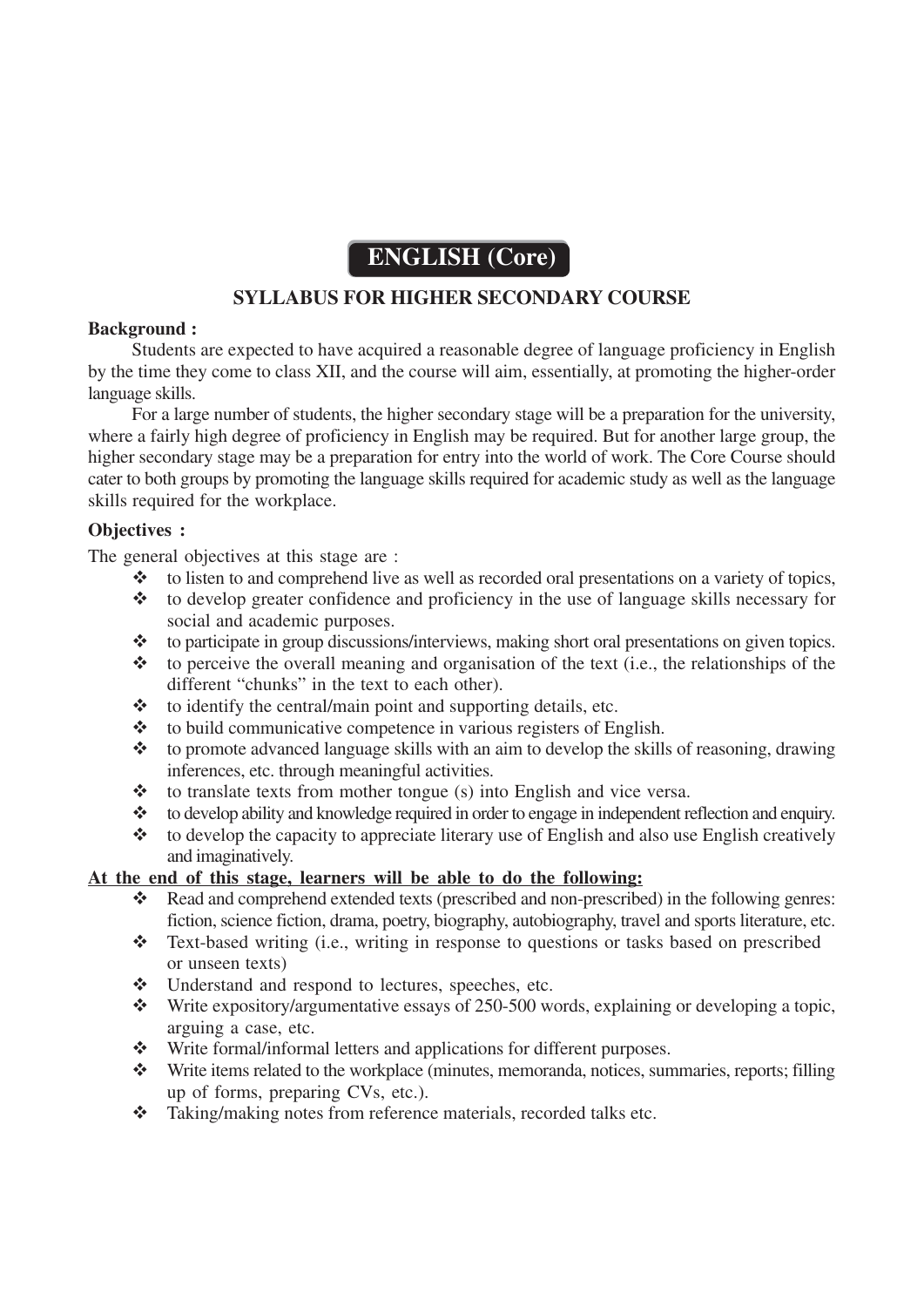# ENGLISH (Core)

## SYLLABUS FOR HIGHER SECONDARY COURSE

**Background :**

Students are expected to have acquired a reasonable degree of language proficiency in English by the time they come to class XII, and the course will aim, essentially, at promoting the higher-order language skills.

For a large number of students, the higher secondary stage will be a preparation for the university, where a fairly high degree of proficiency in English may be required. But for another large group, the higher secondary stage may be a preparation for entry into the world of work. The Core Course should cater to both groups by promoting the language skills required for academic study as well as the language skills required for the workplace.

**Objectives :**

The general objectives at this stage are :

- ❖ to listen to and comprehend live as well as recorded oral presentations on a variety of topics,
- ❖ to develop greater confidence and proficiency in the use of language skills necessary for social and academic purposes.
- ❖ to participate in group discussions/interviews, making short oral presentations on given topics.
- ❖ to perceive the overall meaning and organisation of the text (i.e., the relationships of the different "chunks" in the text to each other).
- ❖ to identify the central/main point and supporting details, etc.
- ❖ to build communicative competence in various registers of English.
- ❖ to promote advanced language skills with an aim to develop the skills of reasoning, drawing inferences, etc. through meaningful activities.
- ❖ to translate texts from mother tongue (s) into English and vice versa.
- ❖ to develop ability and knowledge required in order to engage in independent reflection and enquiry.
- ❖ to develop the capacity to appreciate literary use of English and also use English creatively and imaginatively.

**At the end of this stage, learners will be able to do the following:**

- ❖ Read and comprehend extended texts (prescribed and non-prescribed) in the following genres: fiction, science fiction, drama, poetry, biography, autobiography, travel and sports literature, etc.
- ❖ Text-based writing (i.e., writing in response to questions or tasks based on prescribed or unseen texts)
- ❖ Understand and respond to lectures, speeches, etc.
- ❖ Write expository/argumentative essays of 250-500 words, explaining or developing a topic, arguing a case, etc.
- ❖ Write formal/informal letters and applications for different purposes.
- ❖ Write items related to the workplace (minutes, memoranda, notices, summaries, reports; filling up of forms, preparing CVs, etc.).
- ❖ Taking/making notes from reference materials, recorded talks etc.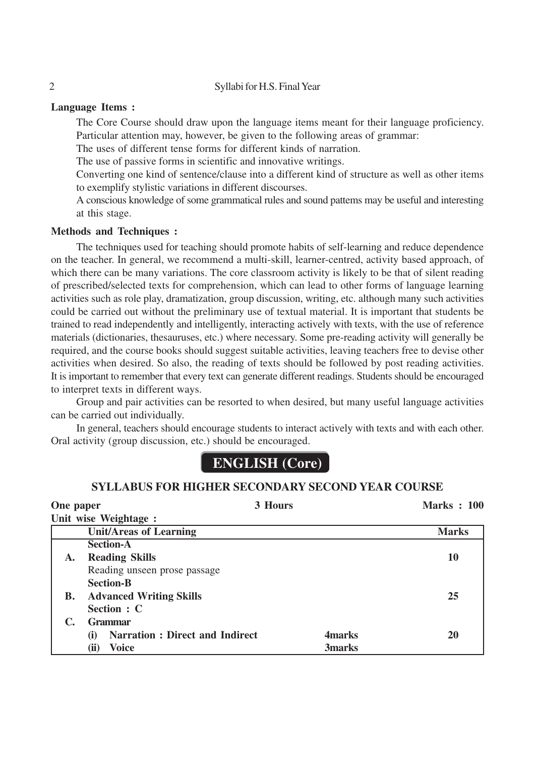**Language Items :**

The Core Course should draw upon the language items meant for their language proficiency. Particular attention may, however, be given to the following areas of grammar:

The uses of different tense forms for different kinds of narration.

The use of passive forms in scientific and innovative writings.

Converting one kind of sentence/clause into a different kind of structure as well as other items to exemplify stylistic variations in different discourses.

A conscious knowledge of some grammatical rules and sound pattems may be useful and interesting at this stage.

**Methods and Techniques :**

The techniques used for teaching should promote habits of self-learning and reduce dependence on the teacher. In general, we recommend a multi-skill, learner-centred, activity based approach, of which there can be many variations. The core classroom activity is likely to be that of silent reading of prescribed/selected texts for comprehension, which can lead to other forms of language learning activities such as role play, dramatization, group discussion, writing, etc. although many such activities could be carried out without the preliminary use of textual material. It is important that students be trained to read independently and intelligently, interacting actively with texts, with the use of reference materials (dictionaries, thesauruses, etc.) where necessary. Some pre-reading activity will generally be required, and the course books should suggest suitable activities, leaving teachers free to devise other activities when desired. So also, the reading of texts should be followed by post reading activities. It is important to remember that every text can generate different readings. Students should be encouraged to interpret texts in different ways.

Group and pair activities can be resorted to when desired, but many useful language activities can be carried out individually.

In general, teachers should encourage students to interact actively with texts and with each other. Oral activity (group discussion, etc.) should be encouraged.

# ENGLISH (Core)

## SYLLABUS FOR HIGHER SECONDARY SECOND YEAR COURSE

**One paper** | **3 Hours** | **Marks : 100**

**Unit wise Weightage :**

| | Unit/Areas of Learning | | Marks |
|---|---|---|---|
| | **Section-A** | | |
| **A.** | **Reading Skills** | | **10** |
| | Reading unseen prose passage | | |
| | **Section-B** | | |
| **B.** | **Advanced Writing Skills** | | **25** |
| | **Section : C** | | |
| **C.** | **Grammar** | | |
| | **(i) Narration : Direct and Indirect** | **4marks** | **20** |
| | **(ii) Voice** | **3marks** | |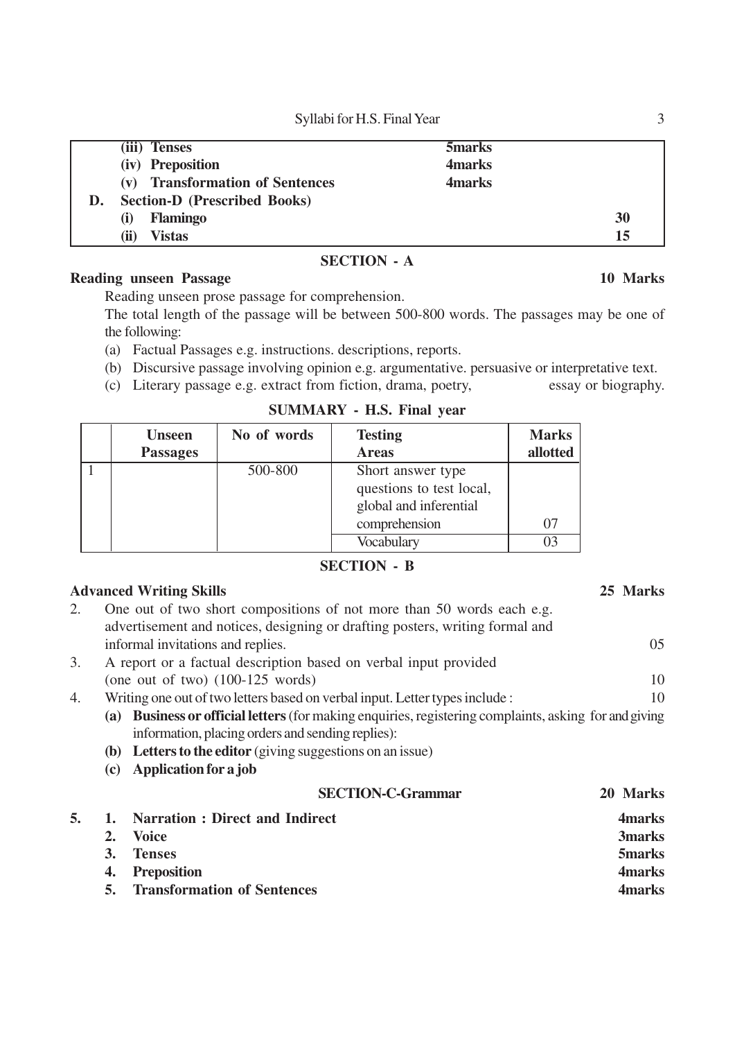| | | | |
|---|---|---|---|
| | **(iii) Tenses** | **5marks** | |
| | **(iv) Preposition** | **4marks** | |
| | **(v) Transformation of Sentences** | **4marks** | |
| **D.** | **Section-D (Prescribed Books)** | | |
| | **(i) Flamingo** | | **30** |
| | **(ii) Vistas** | | **15** |

## SECTION - A

**Reading unseen Passage** **10 Marks**

Reading unseen prose passage for comprehension.

The total length of the passage will be between 500-800 words. The passages may be one of the following:

(a) Factual Passages e.g. instructions. descriptions, reports.

(b) Discursive passage involving opinion e.g. argumentative. persuasive or interpretative text.

(c) Literary passage e.g. extract from fiction, drama, poetry, essay or biography.

### SUMMARY - H.S. Final year

| | Unseen Passages | No of words | Testing Areas | Marks allotted |
|---|---|---|---|---|
| 1 | | 500-800 | Short answer type questions to test local, global and inferential comprehension | 07 |
| | | | Vocabulary | 03 |

## SECTION - B

**Advanced Writing Skills** **25 Marks**

2. One out of two short compositions of not more than 50 words each e.g. advertisement and notices, designing or drafting posters, writing formal and informal invitations and replies. 05

3. A report or a factual description based on verbal input provided (one out of two) (100-125 words) 10

4. Writing one out of two letters based on verbal input. Letter types include : 10

   **(a) Business or official letters** (for making enquiries, registering complaints, asking for and giving information, placing orders and sending replies):

   **(b) Letters to the editor** (giving suggestions on an issue)

   **(c) Application for a job**

## SECTION-C-Grammar **20 Marks**

5. 
   1. **Narration : Direct and Indirect** **4marks**
   2. **Voice** **3marks**
   3. **Tenses** **5marks**
   4. **Preposition** **4marks**
   5. **Transformation of Sentences** **4marks**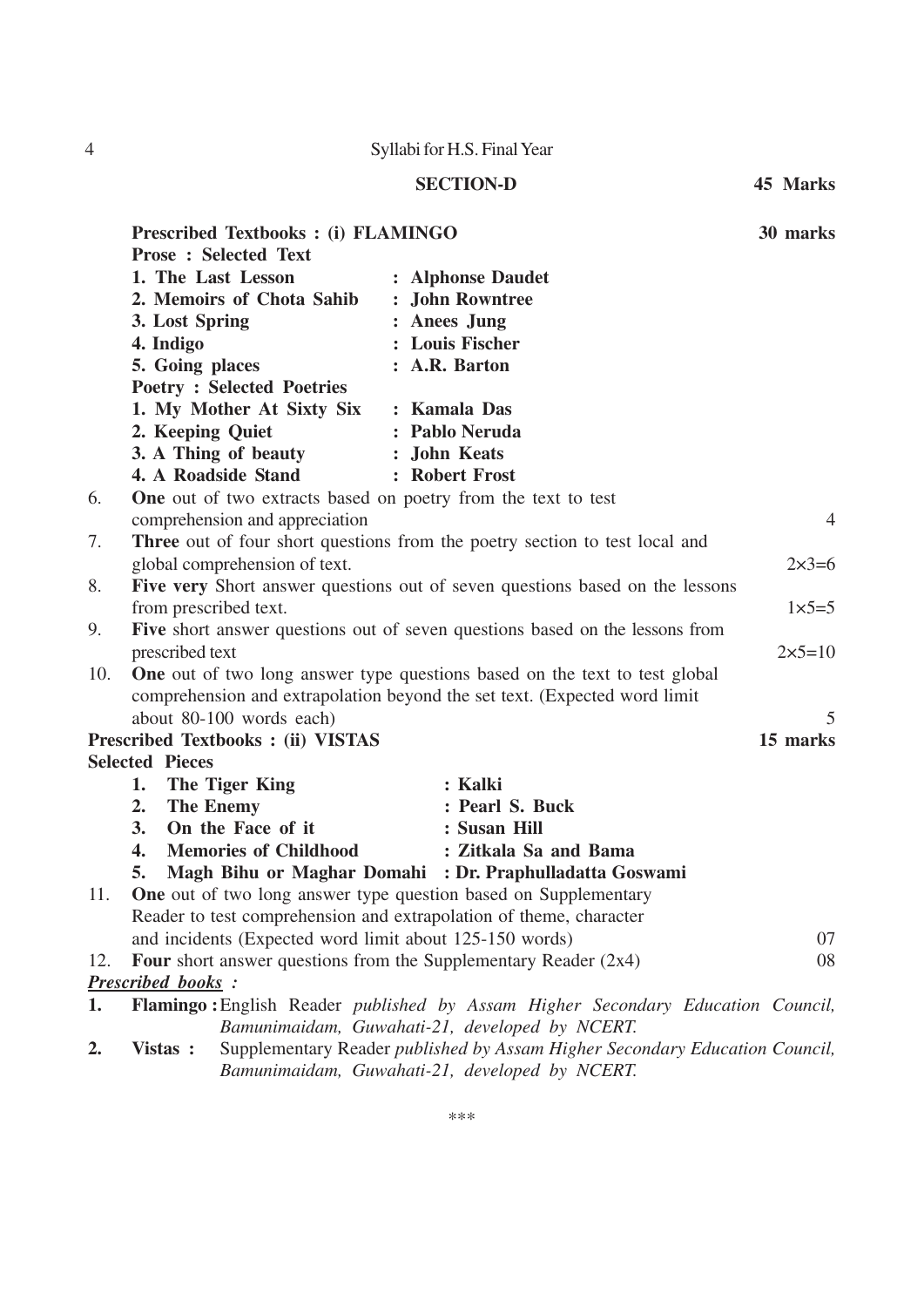## SECTION-D — 45 Marks

**Prescribed Textbooks : (i) FLAMINGO** — **30 marks**

**Prose : Selected Text**

| | |
|---|---|
| **1. The Last Lesson** | **: Alphonse Daudet** |
| **2. Memoirs of Chota Sahib** | **: John Rowntree** |
| **3. Lost Spring** | **: Anees Jung** |
| **4. Indigo** | **: Louis Fischer** |
| **5. Going places** | **: A.R. Barton** |

**Poetry : Selected Poetries**

| | |
|---|---|
| **1. My Mother At Sixty Six** | **: Kamala Das** |
| **2. Keeping Quiet** | **: Pablo Neruda** |
| **3. A Thing of beauty** | **: John Keats** |
| **4. A Roadside Stand** | **: Robert Frost** |

6. **One** out of two extracts based on poetry from the text to test comprehension and appreciation — 4
7. **Three** out of four short questions from the poetry section to test local and global comprehension of text. — $2\times3=6$
8. **Five very** Short answer questions out of seven questions based on the lessons from prescribed text. — $1\times5=5$
9. **Five** short answer questions out of seven questions based on the lessons from prescribed text — $2\times5=10$
10. **One** out of two long answer type questions based on the text to test global comprehension and extrapolation beyond the set text. (Expected word limit about 80-100 words each) — 5

**Prescribed Textbooks : (ii) VISTAS** — **15 marks**

**Selected Pieces**

| | |
|---|---|
| **1. The Tiger King** | **: Kalki** |
| **2. The Enemy** | **: Pearl S. Buck** |
| **3. On the Face of it** | **: Susan Hill** |
| **4. Memories of Childhood** | **: Zitkala Sa and Bama** |
| **5. Magh Bihu or Maghar Domahi** | **: Dr. Praphulladatta Goswami** |

11. **One** out of two long answer type question based on Supplementary Reader to test comprehension and extrapolation of theme, character and incidents (Expected word limit about 125-150 words) — 07
12. **Four** short answer questions from the Supplementary Reader (2x4) — 08

***Prescribed books :***

1. **Flamingo :** English Reader *published by Assam Higher Secondary Education Council, Bamunimaidam, Guwahati-21, developed by NCERT.*
2. **Vistas :** Supplementary Reader *published by Assam Higher Secondary Education Council, Bamunimaidam, Guwahati-21, developed by NCERT.*

\*\*\*